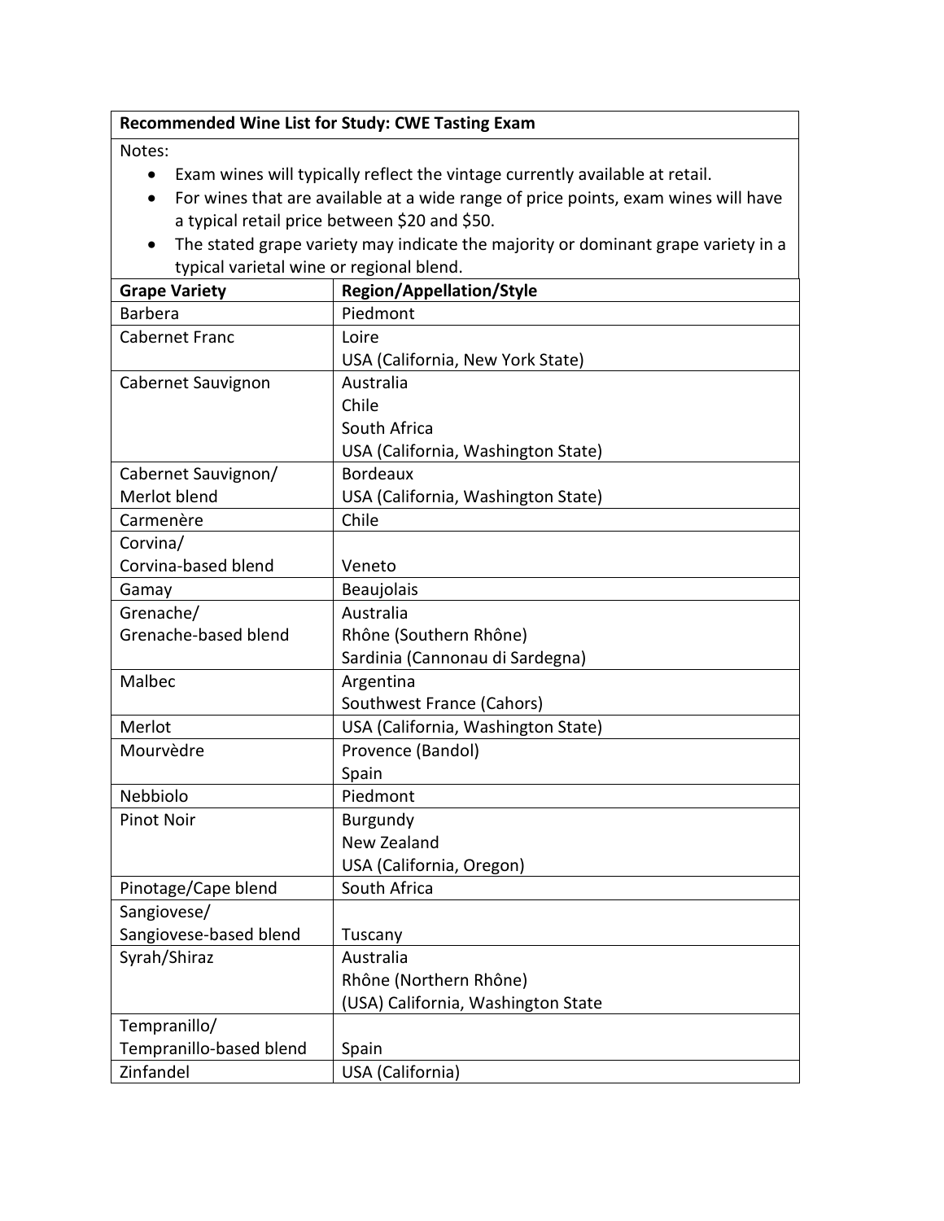**Recommended Wine List for Study: CWE Tasting Exam**

Notes:

- Exam wines will typically reflect the vintage currently available at retail.
- For wines that are available at a wide range of price points, exam wines will have a typical retail price between $20 and $50.
- The stated grape variety may indicate the majority or dominant grape variety in a typical varietal wine or regional blend.

| Grape Variety | Region/Appellation/Style |
| --- | --- |
| Barbera | Piedmont |
| Cabernet Franc | Loire<br>USA (California, New York State) |
| Cabernet Sauvignon | Australia<br>Chile<br>South Africa<br>USA (California, Washington State) |
| Cabernet Sauvignon/ Merlot blend | Bordeaux<br>USA (California, Washington State) |
| Carmenère | Chile |
| Corvina/ Corvina-based blend | Veneto |
| Gamay | Beaujolais |
| Grenache/ Grenache-based blend | Australia<br>Rhône (Southern Rhône)<br>Sardinia (Cannonau di Sardegna) |
| Malbec | Argentina<br>Southwest France (Cahors) |
| Merlot | USA (California, Washington State) |
| Mourvèdre | Provence (Bandol)<br>Spain |
| Nebbiolo | Piedmont |
| Pinot Noir | Burgundy<br>New Zealand<br>USA (California, Oregon) |
| Pinotage/Cape blend | South Africa |
| Sangiovese/ Sangiovese-based blend | Tuscany |
| Syrah/Shiraz | Australia<br>Rhône (Northern Rhône)<br>(USA) California, Washington State |
| Tempranillo/ Tempranillo-based blend | Spain |
| Zinfandel | USA (California) |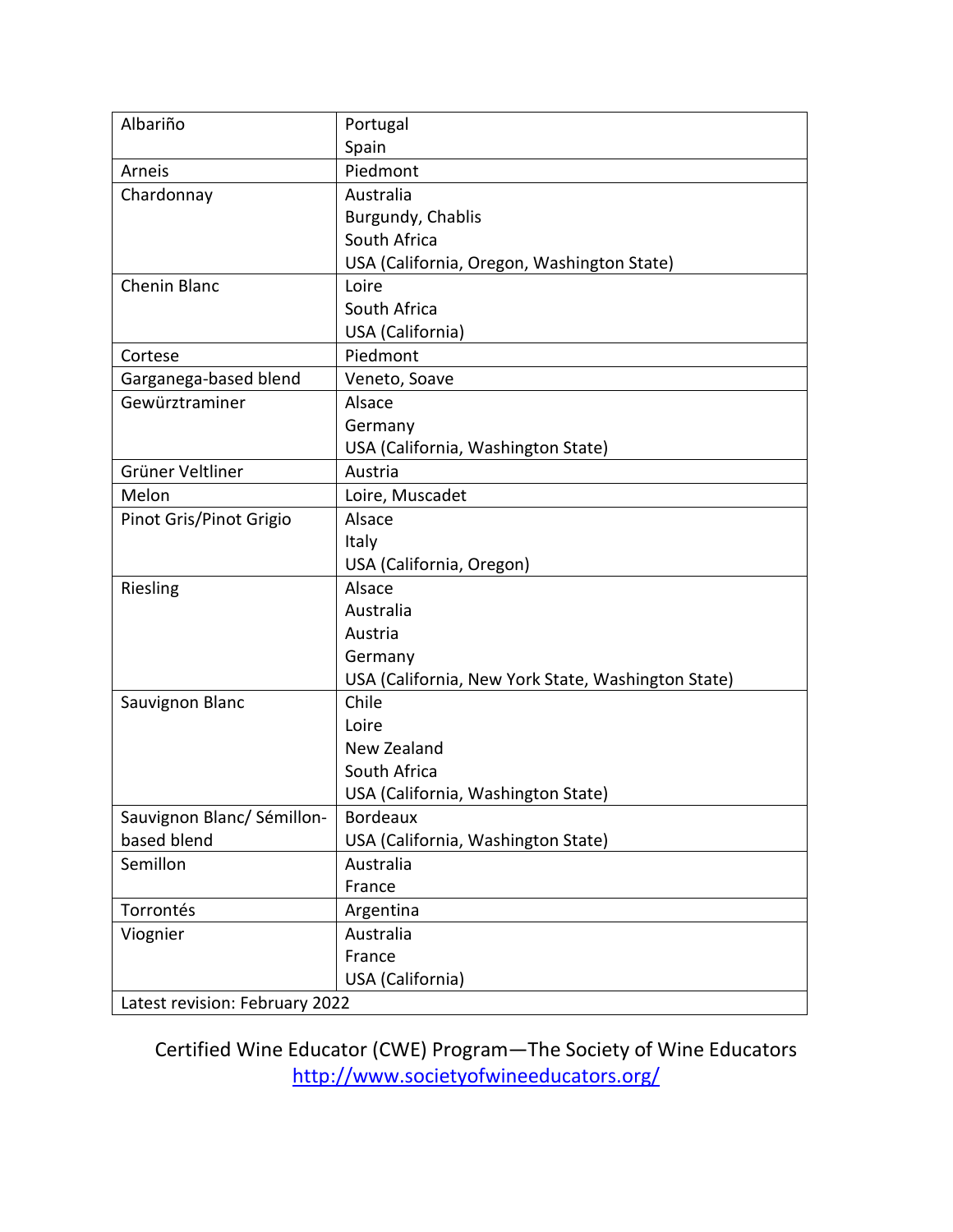| | |
|---|---|
| Albariño | Portugal<br>Spain |
| Arneis | Piedmont |
| Chardonnay | Australia<br>Burgundy, Chablis<br>South Africa<br>USA (California, Oregon, Washington State) |
| Chenin Blanc | Loire<br>South Africa<br>USA (California) |
| Cortese | Piedmont |
| Garganega-based blend | Veneto, Soave |
| Gewürztraminer | Alsace<br>Germany<br>USA (California, Washington State) |
| Grüner Veltliner | Austria |
| Melon | Loire, Muscadet |
| Pinot Gris/Pinot Grigio | Alsace<br>Italy<br>USA (California, Oregon) |
| Riesling | Alsace<br>Australia<br>Austria<br>Germany<br>USA (California, New York State, Washington State) |
| Sauvignon Blanc | Chile<br>Loire<br>New Zealand<br>South Africa<br>USA (California, Washington State) |
| Sauvignon Blanc/ Sémillon-based blend | Bordeaux<br>USA (California, Washington State) |
| Semillon | Australia<br>France |
| Torrontés | Argentina |
| Viognier | Australia<br>France<br>USA (California) |
| Latest revision: February 2022 | |

Certified Wine Educator (CWE) Program—The Society of Wine Educators
http://www.societyofwineeducators.org/